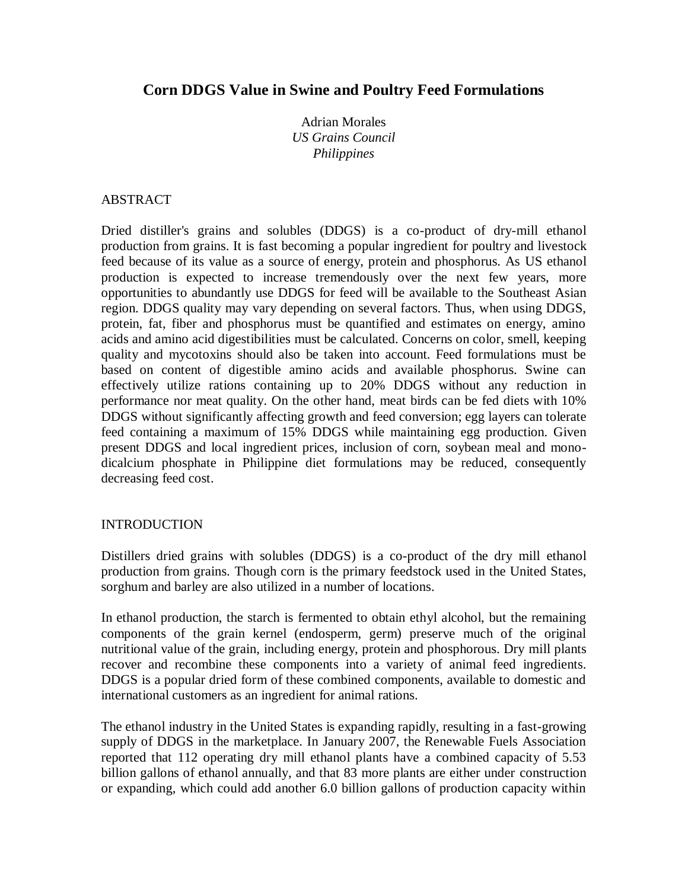# Corn DDGS Value in Swine and Poultry Feed Formulations

Adrian Morales
*US Grains Council*
*Philippines*

## ABSTRACT

Dried distiller's grains and solubles (DDGS) is a co-product of dry-mill ethanol production from grains. It is fast becoming a popular ingredient for poultry and livestock feed because of its value as a source of energy, protein and phosphorus. As US ethanol production is expected to increase tremendously over the next few years, more opportunities to abundantly use DDGS for feed will be available to the Southeast Asian region. DDGS quality may vary depending on several factors. Thus, when using DDGS, protein, fat, fiber and phosphorus must be quantified and estimates on energy, amino acids and amino acid digestibilities must be calculated. Concerns on color, smell, keeping quality and mycotoxins should also be taken into account. Feed formulations must be based on content of digestible amino acids and available phosphorus. Swine can effectively utilize rations containing up to 20% DDGS without any reduction in performance nor meat quality. On the other hand, meat birds can be fed diets with 10% DDGS without significantly affecting growth and feed conversion; egg layers can tolerate feed containing a maximum of 15% DDGS while maintaining egg production. Given present DDGS and local ingredient prices, inclusion of corn, soybean meal and mono-dicalcium phosphate in Philippine diet formulations may be reduced, consequently decreasing feed cost.

## INTRODUCTION

Distillers dried grains with solubles (DDGS) is a co-product of the dry mill ethanol production from grains. Though corn is the primary feedstock used in the United States, sorghum and barley are also utilized in a number of locations.

In ethanol production, the starch is fermented to obtain ethyl alcohol, but the remaining components of the grain kernel (endosperm, germ) preserve much of the original nutritional value of the grain, including energy, protein and phosphorous. Dry mill plants recover and recombine these components into a variety of animal feed ingredients. DDGS is a popular dried form of these combined components, available to domestic and international customers as an ingredient for animal rations.

The ethanol industry in the United States is expanding rapidly, resulting in a fast-growing supply of DDGS in the marketplace. In January 2007, the Renewable Fuels Association reported that 112 operating dry mill ethanol plants have a combined capacity of 5.53 billion gallons of ethanol annually, and that 83 more plants are either under construction or expanding, which could add another 6.0 billion gallons of production capacity within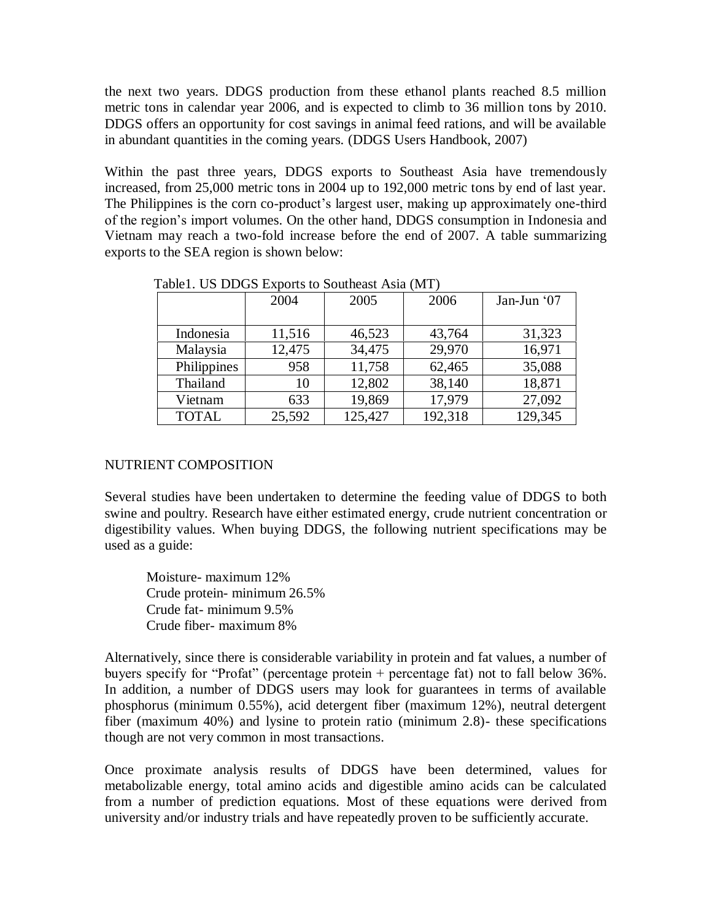the next two years. DDGS production from these ethanol plants reached 8.5 million metric tons in calendar year 2006, and is expected to climb to 36 million tons by 2010. DDGS offers an opportunity for cost savings in animal feed rations, and will be available in abundant quantities in the coming years. (DDGS Users Handbook, 2007)

Within the past three years, DDGS exports to Southeast Asia have tremendously increased, from 25,000 metric tons in 2004 up to 192,000 metric tons by end of last year. The Philippines is the corn co-product's largest user, making up approximately one-third of the region's import volumes. On the other hand, DDGS consumption in Indonesia and Vietnam may reach a two-fold increase before the end of 2007. A table summarizing exports to the SEA region is shown below:

Table1. US DDGS Exports to Southeast Asia (MT)

| | 2004 | 2005 | 2006 | Jan-Jun '07 |
|---|---|---|---|---|
| Indonesia | 11,516 | 46,523 | 43,764 | 31,323 |
| Malaysia | 12,475 | 34,475 | 29,970 | 16,971 |
| Philippines | 958 | 11,758 | 62,465 | 35,088 |
| Thailand | 10 | 12,802 | 38,140 | 18,871 |
| Vietnam | 633 | 19,869 | 17,979 | 27,092 |
| TOTAL | 25,592 | 125,427 | 192,318 | 129,345 |

NUTRIENT COMPOSITION

Several studies have been undertaken to determine the feeding value of DDGS to both swine and poultry. Research have either estimated energy, crude nutrient concentration or digestibility values. When buying DDGS, the following nutrient specifications may be used as a guide:

Moisture- maximum 12%
Crude protein- minimum 26.5%
Crude fat- minimum 9.5%
Crude fiber- maximum 8%

Alternatively, since there is considerable variability in protein and fat values, a number of buyers specify for "Profat" (percentage protein + percentage fat) not to fall below 36%. In addition, a number of DDGS users may look for guarantees in terms of available phosphorus (minimum 0.55%), acid detergent fiber (maximum 12%), neutral detergent fiber (maximum 40%) and lysine to protein ratio (minimum 2.8)- these specifications though are not very common in most transactions.

Once proximate analysis results of DDGS have been determined, values for metabolizable energy, total amino acids and digestible amino acids can be calculated from a number of prediction equations. Most of these equations were derived from university and/or industry trials and have repeatedly proven to be sufficiently accurate.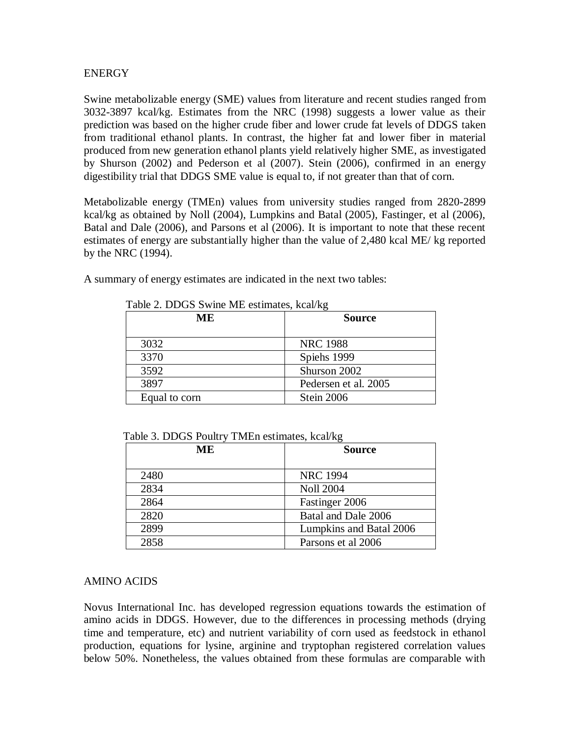## ENERGY

Swine metabolizable energy (SME) values from literature and recent studies ranged from 3032-3897 kcal/kg. Estimates from the NRC (1998) suggests a lower value as their prediction was based on the higher crude fiber and lower crude fat levels of DDGS taken from traditional ethanol plants. In contrast, the higher fat and lower fiber in material produced from new generation ethanol plants yield relatively higher SME, as investigated by Shurson (2002) and Pederson et al (2007). Stein (2006), confirmed in an energy digestibility trial that DDGS SME value is equal to, if not greater than that of corn.

Metabolizable energy (TMEn) values from university studies ranged from 2820-2899 kcal/kg as obtained by Noll (2004), Lumpkins and Batal (2005), Fastinger, et al (2006), Batal and Dale (2006), and Parsons et al (2006). It is important to note that these recent estimates of energy are substantially higher than the value of 2,480 kcal ME/ kg reported by the NRC (1994).

A summary of energy estimates are indicated in the next two tables:

Table 2. DDGS Swine ME estimates, kcal/kg

| ME | Source |
|---|---|
| 3032 | NRC 1988 |
| 3370 | Spiehs 1999 |
| 3592 | Shurson 2002 |
| 3897 | Pedersen et al. 2005 |
| Equal to corn | Stein 2006 |

Table 3. DDGS Poultry TMEn estimates, kcal/kg

| ME | Source |
|---|---|
| 2480 | NRC 1994 |
| 2834 | Noll 2004 |
| 2864 | Fastinger 2006 |
| 2820 | Batal and Dale 2006 |
| 2899 | Lumpkins and Batal 2006 |
| 2858 | Parsons et al 2006 |

## AMINO ACIDS

Novus International Inc. has developed regression equations towards the estimation of amino acids in DDGS. However, due to the differences in processing methods (drying time and temperature, etc) and nutrient variability of corn used as feedstock in ethanol production, equations for lysine, arginine and tryptophan registered correlation values below 50%. Nonetheless, the values obtained from these formulas are comparable with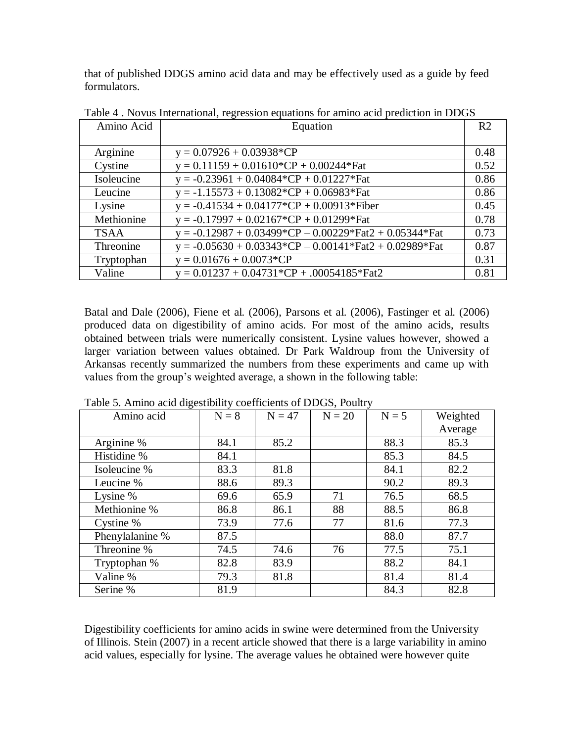that of published DDGS amino acid data and may be effectively used as a guide by feed formulators.

Table 4 . Novus International, regression equations for amino acid prediction in DDGS

| Amino Acid | Equation | R2 |
|---|---|---|
| Arginine | $y = 0.07926 + 0.03938*CP$ | 0.48 |
| Cystine | $y = 0.11159 + 0.01610*CP + 0.00244*Fat$ | 0.52 |
| Isoleucine | $y = -0.23961 + 0.04084*CP + 0.01227*Fat$ | 0.86 |
| Leucine | $y = -1.15573 + 0.13082*CP + 0.06983*Fat$ | 0.86 |
| Lysine | $y = -0.41534 + 0.04177*CP + 0.00913*Fiber$ | 0.45 |
| Methionine | $y = -0.17997 + 0.02167*CP + 0.01299*Fat$ | 0.78 |
| TSAA | $y = -0.12987 + 0.03499*CP – 0.00229*Fat2 + 0.05344*Fat$ | 0.73 |
| Threonine | $y = -0.05630 + 0.03343*CP – 0.00141*Fat2 + 0.02989*Fat$ | 0.87 |
| Tryptophan | $y = 0.01676 + 0.0073*CP$ | 0.31 |
| Valine | $y = 0.01237 + 0.04731*CP + .00054185*Fat2$ | 0.81 |

Batal and Dale (2006), Fiene et al. (2006), Parsons et al. (2006), Fastinger et al. (2006) produced data on digestibility of amino acids. For most of the amino acids, results obtained between trials were numerically consistent. Lysine values however, showed a larger variation between values obtained. Dr Park Waldroup from the University of Arkansas recently summarized the numbers from these experiments and came up with values from the group's weighted average, a shown in the following table:

Table 5. Amino acid digestibility coefficients of DDGS, Poultry

| Amino acid | N = 8 | N = 47 | N = 20 | N = 5 | Weighted Average |
|---|---|---|---|---|---|
| Arginine % | 84.1 | 85.2 | | 88.3 | 85.3 |
| Histidine % | 84.1 | | | 85.3 | 84.5 |
| Isoleucine % | 83.3 | 81.8 | | 84.1 | 82.2 |
| Leucine % | 88.6 | 89.3 | | 90.2 | 89.3 |
| Lysine % | 69.6 | 65.9 | 71 | 76.5 | 68.5 |
| Methionine % | 86.8 | 86.1 | 88 | 88.5 | 86.8 |
| Cystine % | 73.9 | 77.6 | 77 | 81.6 | 77.3 |
| Phenylalanine % | 87.5 | | | 88.0 | 87.7 |
| Threonine % | 74.5 | 74.6 | 76 | 77.5 | 75.1 |
| Tryptophan % | 82.8 | 83.9 | | 88.2 | 84.1 |
| Valine % | 79.3 | 81.8 | | 81.4 | 81.4 |
| Serine % | 81.9 | | | 84.3 | 82.8 |

Digestibility coefficients for amino acids in swine were determined from the University of Illinois. Stein (2007) in a recent article showed that there is a large variability in amino acid values, especially for lysine. The average values he obtained were however quite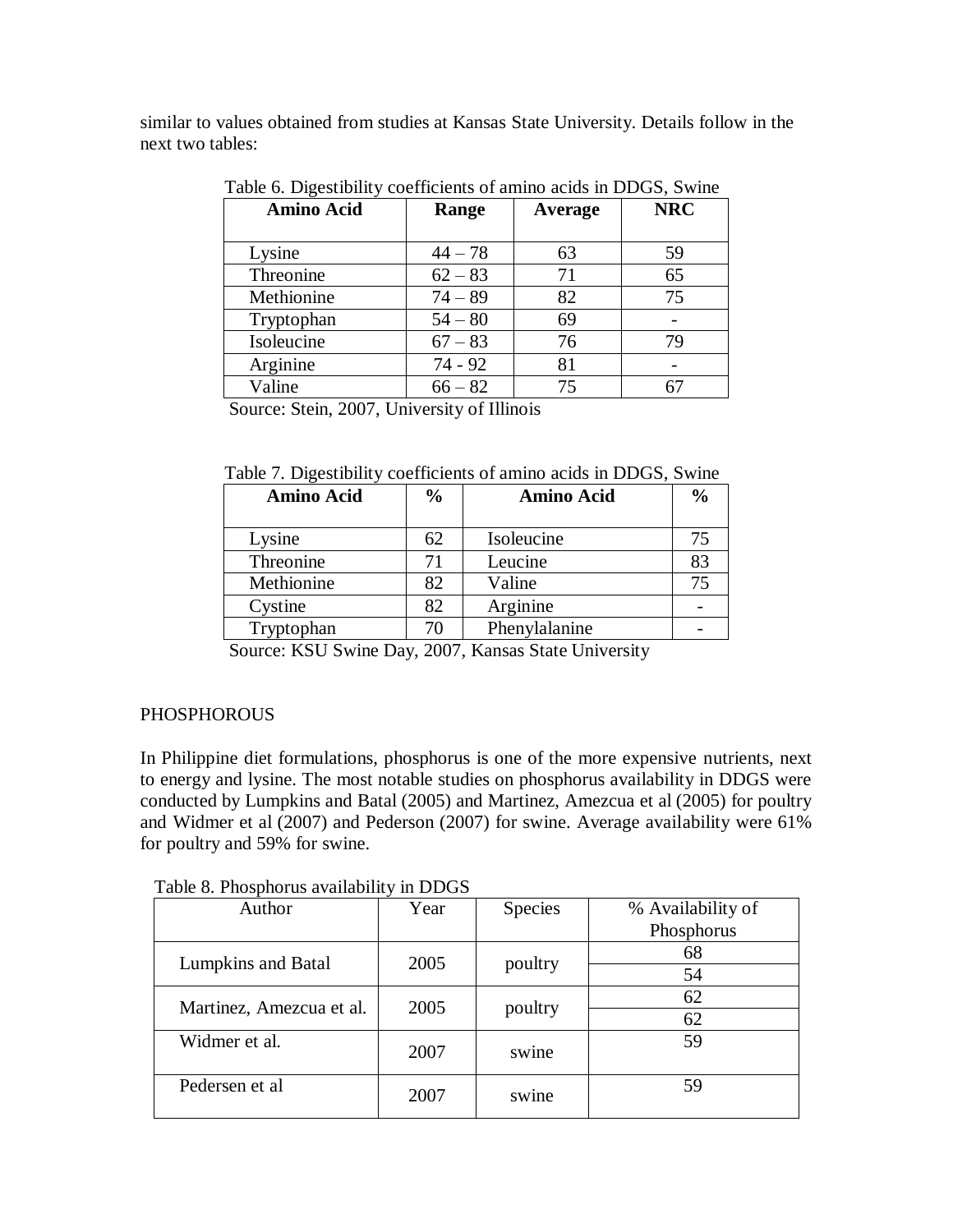similar to values obtained from studies at Kansas State University. Details follow in the next two tables:

Table 6. Digestibility coefficients of amino acids in DDGS, Swine

| Amino Acid | Range | Average | NRC |
|---|---|---|---|
| Lysine | 44 – 78 | 63 | 59 |
| Threonine | 62 – 83 | 71 | 65 |
| Methionine | 74 – 89 | 82 | 75 |
| Tryptophan | 54 – 80 | 69 | - |
| Isoleucine | 67 – 83 | 76 | 79 |
| Arginine | 74 - 92 | 81 | - |
| Valine | 66 – 82 | 75 | 67 |

Source: Stein, 2007, University of Illinois

Table 7. Digestibility coefficients of amino acids in DDGS, Swine

| Amino Acid | % | Amino Acid | % |
|---|---|---|---|
| Lysine | 62 | Isoleucine | 75 |
| Threonine | 71 | Leucine | 83 |
| Methionine | 82 | Valine | 75 |
| Cystine | 82 | Arginine | - |
| Tryptophan | 70 | Phenylalanine | - |

Source: KSU Swine Day, 2007, Kansas State University

## PHOSPHOROUS

In Philippine diet formulations, phosphorus is one of the more expensive nutrients, next to energy and lysine. The most notable studies on phosphorus availability in DDGS were conducted by Lumpkins and Batal (2005) and Martinez, Amezcua et al (2005) for poultry and Widmer et al (2007) and Pederson (2007) for swine. Average availability were 61% for poultry and 59% for swine.

Table 8. Phosphorus availability in DDGS

| Author | Year | Species | % Availability of Phosphorus |
|---|---|---|---|
| Lumpkins and Batal | 2005 | poultry | 68 |
| | | | 54 |
| Martinez, Amezcua et al. | 2005 | poultry | 62 |
| | | | 62 |
| Widmer et al. | 2007 | swine | 59 |
| Pedersen et al | 2007 | swine | 59 |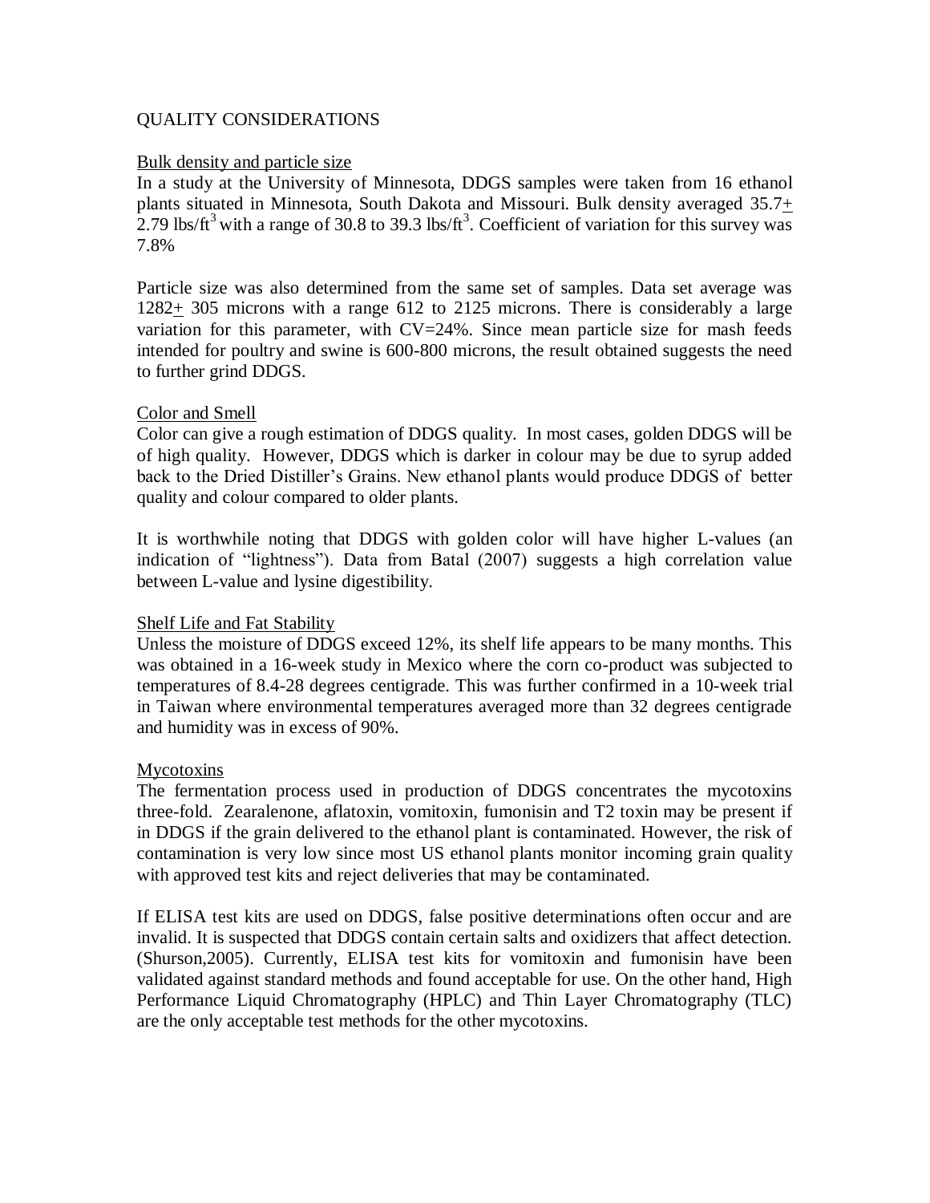QUALITY CONSIDERATIONS

Bulk density and particle size

In a study at the University of Minnesota, DDGS samples were taken from 16 ethanol plants situated in Minnesota, South Dakota and Missouri. Bulk density averaged $35.7\pm 2.79$ lbs/ft$^3$ with a range of 30.8 to 39.3 lbs/ft$^3$. Coefficient of variation for this survey was 7.8%

Particle size was also determined from the same set of samples. Data set average was $1282\pm 305$ microns with a range 612 to 2125 microns. There is considerably a large variation for this parameter, with CV=24%. Since mean particle size for mash feeds intended for poultry and swine is 600-800 microns, the result obtained suggests the need to further grind DDGS.

Color and Smell

Color can give a rough estimation of DDGS quality. In most cases, golden DDGS will be of high quality. However, DDGS which is darker in colour may be due to syrup added back to the Dried Distiller's Grains. New ethanol plants would produce DDGS of better quality and colour compared to older plants.

It is worthwhile noting that DDGS with golden color will have higher L-values (an indication of "lightness"). Data from Batal (2007) suggests a high correlation value between L-value and lysine digestibility.

Shelf Life and Fat Stability

Unless the moisture of DDGS exceed 12%, its shelf life appears to be many months. This was obtained in a 16-week study in Mexico where the corn co-product was subjected to temperatures of 8.4-28 degrees centigrade. This was further confirmed in a 10-week trial in Taiwan where environmental temperatures averaged more than 32 degrees centigrade and humidity was in excess of 90%.

Mycotoxins

The fermentation process used in production of DDGS concentrates the mycotoxins three-fold. Zearalenone, aflatoxin, vomitoxin, fumonisin and T2 toxin may be present if in DDGS if the grain delivered to the ethanol plant is contaminated. However, the risk of contamination is very low since most US ethanol plants monitor incoming grain quality with approved test kits and reject deliveries that may be contaminated.

If ELISA test kits are used on DDGS, false positive determinations often occur and are invalid. It is suspected that DDGS contain certain salts and oxidizers that affect detection. (Shurson,2005). Currently, ELISA test kits for vomitoxin and fumonisin have been validated against standard methods and found acceptable for use. On the other hand, High Performance Liquid Chromatography (HPLC) and Thin Layer Chromatography (TLC) are the only acceptable test methods for the other mycotoxins.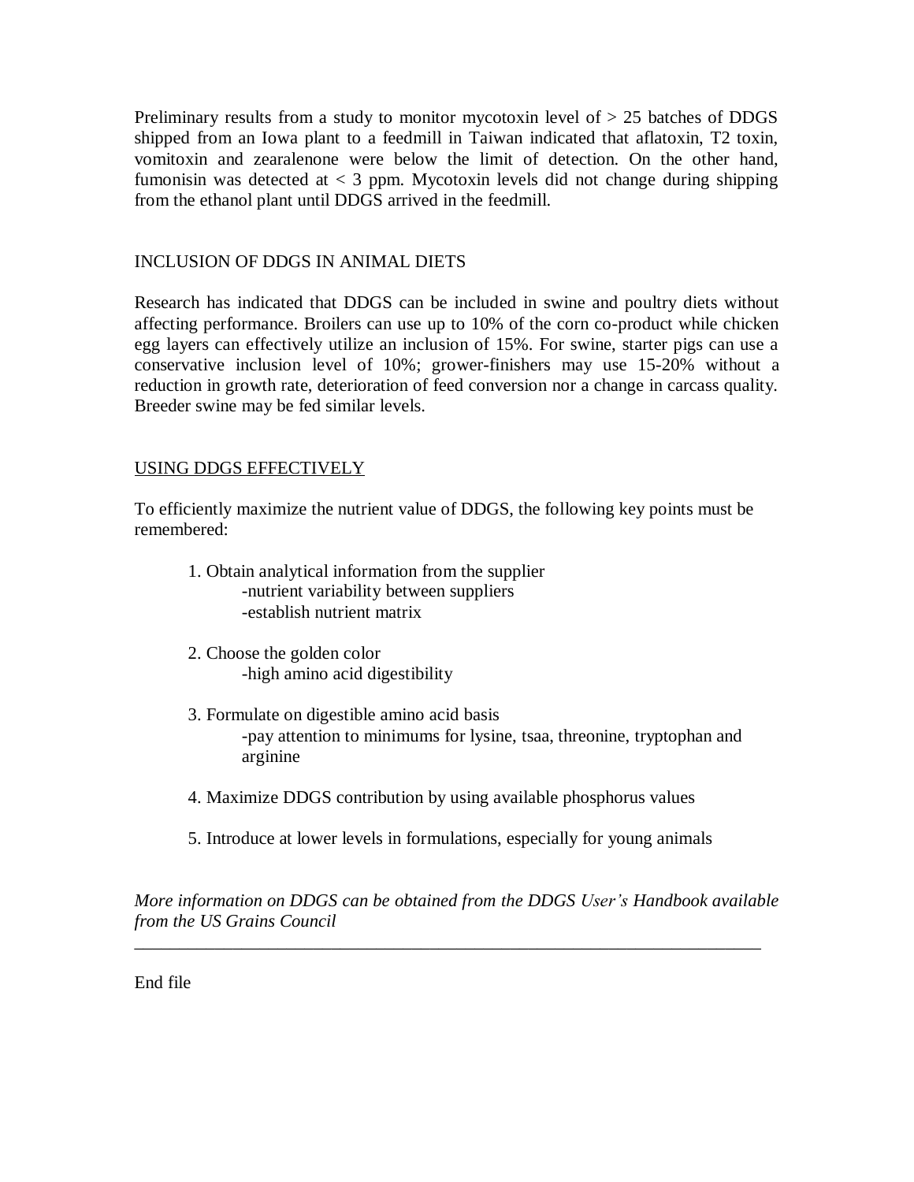Preliminary results from a study to monitor mycotoxin level of > 25 batches of DDGS shipped from an Iowa plant to a feedmill in Taiwan indicated that aflatoxin, T2 toxin, vomitoxin and zearalenone were below the limit of detection. On the other hand, fumonisin was detected at < 3 ppm. Mycotoxin levels did not change during shipping from the ethanol plant until DDGS arrived in the feedmill.

## INCLUSION OF DDGS IN ANIMAL DIETS

Research has indicated that DDGS can be included in swine and poultry diets without affecting performance. Broilers can use up to 10% of the corn co-product while chicken egg layers can effectively utilize an inclusion of 15%. For swine, starter pigs can use a conservative inclusion level of 10%; grower-finishers may use 15-20% without a reduction in growth rate, deterioration of feed conversion nor a change in carcass quality. Breeder swine may be fed similar levels.

## USING DDGS EFFECTIVELY

To efficiently maximize the nutrient value of DDGS, the following key points must be remembered:

1. Obtain analytical information from the supplier
   - -nutrient variability between suppliers
   - -establish nutrient matrix

2. Choose the golden color
   - -high amino acid digestibility

3. Formulate on digestible amino acid basis
   - -pay attention to minimums for lysine, tsaa, threonine, tryptophan and arginine

4. Maximize DDGS contribution by using available phosphorus values

5. Introduce at lower levels in formulations, especially for young animals

*More information on DDGS can be obtained from the DDGS User's Handbook available from the US Grains Council*

---

End file